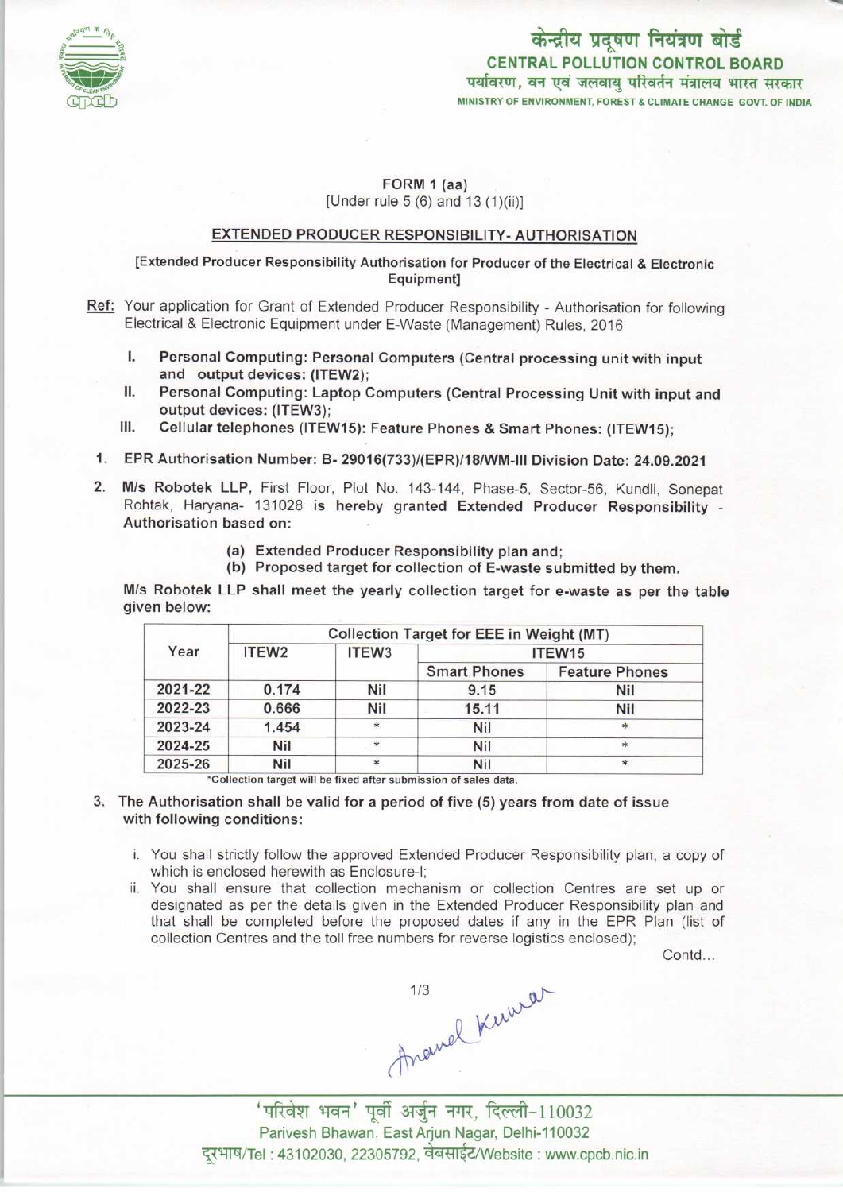केन्द्रीय प्रदूषण नियंत्रण बोर्ड
CENTRAL POLLUTION CONTROL BOARD
पर्यावरण, वन एवं जलवायु परिवर्तन मंत्रालय भारत सरकार
MINISTRY OF ENVIRONMENT, FOREST & CLIMATE CHANGE GOVT. OF INDIA

FORM 1 (aa)
[Under rule 5 (6) and 13 (1)(ii)]

## EXTENDED PRODUCER RESPONSIBILITY- AUTHORISATION

[Extended Producer Responsibility Authorisation for Producer of the Electrical & Electronic Equipment]

Ref: Your application for Grant of Extended Producer Responsibility - Authorisation for following Electrical & Electronic Equipment under E-Waste (Management) Rules, 2016

I. **Personal Computing: Personal Computers (Central processing unit with input and output devices: (ITEW2);**
II. **Personal Computing: Laptop Computers (Central Processing Unit with input and output devices: (ITEW3);**
III. **Cellular telephones (ITEW15): Feature Phones & Smart Phones: (ITEW15);**

1. **EPR Authorisation Number: B- 29016(733)/(EPR)/18/WM-III Division Date: 24.09.2021**

2. **M/s Robotek LLP**, First Floor, Plot No. 143-144, Phase-5, Sector-56, Kundli, Sonepat Rohtak, Haryana- 131028 **is hereby granted Extended Producer Responsibility - Authorisation based on:**

   (a) **Extended Producer Responsibility plan and;**
   (b) **Proposed target for collection of E-waste submitted by them.**

**M/s Robotek LLP shall meet the yearly collection target for e-waste as per the table given below:**

| Year | Collection Target for EEE in Weight (MT) | | | |
|---|---|---|---|---|
| | ITEW2 | ITEW3 | ITEW15 | |
| | | | Smart Phones | Feature Phones |
| 2021-22 | 0.174 | Nil | 9.15 | Nil |
| 2022-23 | 0.666 | Nil | 15.11 | Nil |
| 2023-24 | 1.454 | * | Nil | * |
| 2024-25 | Nil | * | Nil | * |
| 2025-26 | Nil | * | Nil | * |

*Collection target will be fixed after submission of sales data.

3. **The Authorisation shall be valid for a period of five (5) years from date of issue with following conditions:**

   i. You shall strictly follow the approved Extended Producer Responsibility plan, a copy of which is enclosed herewith as Enclosure-I;
   ii. You shall ensure that collection mechanism or collection Centres are set up or designated as per the details given in the Extended Producer Responsibility plan and that shall be completed before the proposed dates if any in the EPR Plan (list of collection Centres and the toll free numbers for reverse logistics enclosed);

Contd...

'परिवेश भवन' पूर्वी अर्जुन नगर, दिल्ली-110032
Parivesh Bhawan, East Arjun Nagar, Delhi-110032
दूरभाष/Tel : 43102030, 22305792, वेबसाईट/Website : www.cpcb.nic.in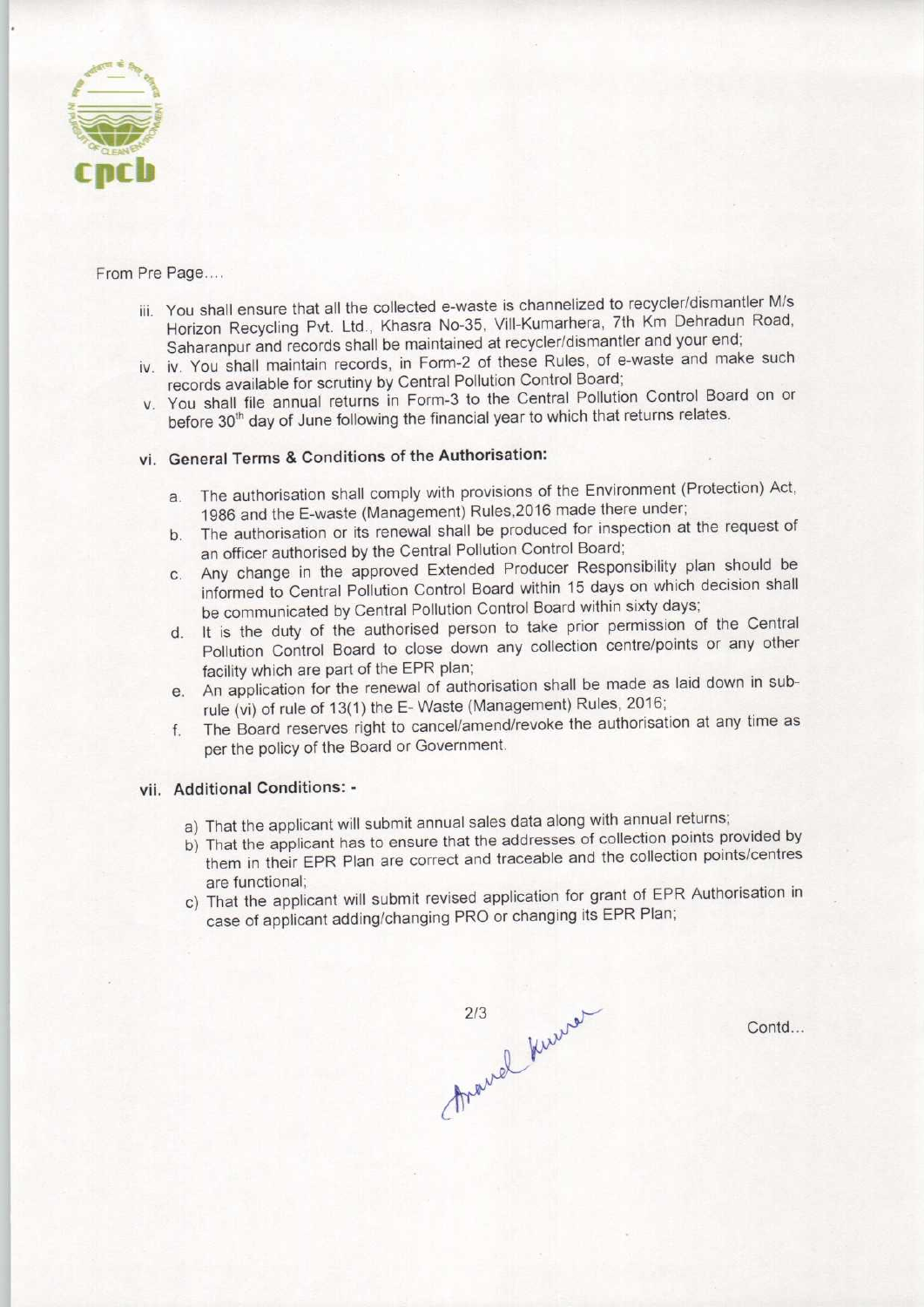From Pre Page....

iii. You shall ensure that all the collected e-waste is channelized to recycler/dismantler M/s Horizon Recycling Pvt. Ltd., Khasra No-35, Vill-Kumarhera, 7th Km Dehradun Road, Saharanpur and records shall be maintained at recycler/dismantler and your end;

iv. iv. You shall maintain records, in Form-2 of these Rules, of e-waste and make such records available for scrutiny by Central Pollution Control Board;

v. You shall file annual returns in Form-3 to the Central Pollution Control Board on or before 30th day of June following the financial year to which that returns relates.

vi. **General Terms & Conditions of the Authorisation:**

a. The authorisation shall comply with provisions of the Environment (Protection) Act, 1986 and the E-waste (Management) Rules,2016 made there under;

b. The authorisation or its renewal shall be produced for inspection at the request of an officer authorised by the Central Pollution Control Board;

c. Any change in the approved Extended Producer Responsibility plan should be informed to Central Pollution Control Board within 15 days on which decision shall be communicated by Central Pollution Control Board within sixty days;

d. It is the duty of the authorised person to take prior permission of the Central Pollution Control Board to close down any collection centre/points or any other facility which are part of the EPR plan;

e. An application for the renewal of authorisation shall be made as laid down in sub-rule (vi) of rule of 13(1) the E- Waste (Management) Rules, 2016;

f. The Board reserves right to cancel/amend/revoke the authorisation at any time as per the policy of the Board or Government.

vii. **Additional Conditions: -**

a) That the applicant will submit annual sales data along with annual returns;

b) That the applicant has to ensure that the addresses of collection points provided by them in their EPR Plan are correct and traceable and the collection points/centres are functional;

c) That the applicant will submit revised application for grant of EPR Authorisation in case of applicant adding/changing PRO or changing its EPR Plan;

Contd...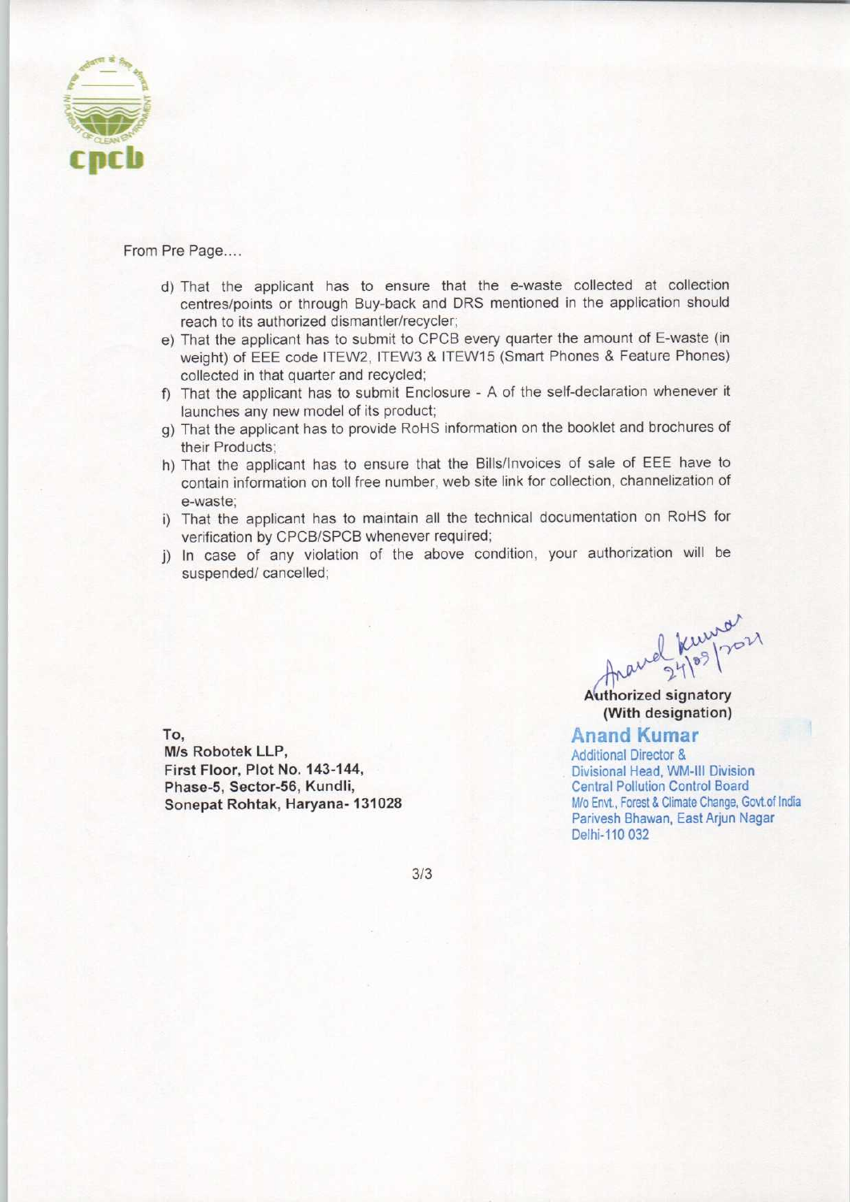From Pre Page....

d) That the applicant has to ensure that the e-waste collected at collection centres/points or through Buy-back and DRS mentioned in the application should reach to its authorized dismantler/recycler;
e) That the applicant has to submit to CPCB every quarter the amount of E-waste (in weight) of EEE code ITEW2, ITEW3 & ITEW15 (Smart Phones & Feature Phones) collected in that quarter and recycled;
f) That the applicant has to submit Enclosure - A of the self-declaration whenever it launches any new model of its product;
g) That the applicant has to provide RoHS information on the booklet and brochures of their Products;
h) That the applicant has to ensure that the Bills/Invoices of sale of EEE have to contain information on toll free number, web site link for collection, channelization of e-waste;
i) That the applicant has to maintain all the technical documentation on RoHS for verification by CPCB/SPCB whenever required;
j) In case of any violation of the above condition, your authorization will be suspended/ cancelled;

Anand Kumar 24/09/2021

**Authorized signatory**
**(With designation)**

**Anand Kumar**
Additional Director &
Divisional Head, WM-III Division
Central Pollution Control Board
M/o Envt., Forest & Climate Change, Govt.of India
Parivesh Bhawan, East Arjun Nagar
Delhi-110 032

**To,**
**M/s Robotek LLP,**
**First Floor, Plot No. 143-144,**
**Phase-5, Sector-56, Kundli,**
**Sonepat Rohtak, Haryana- 131028**